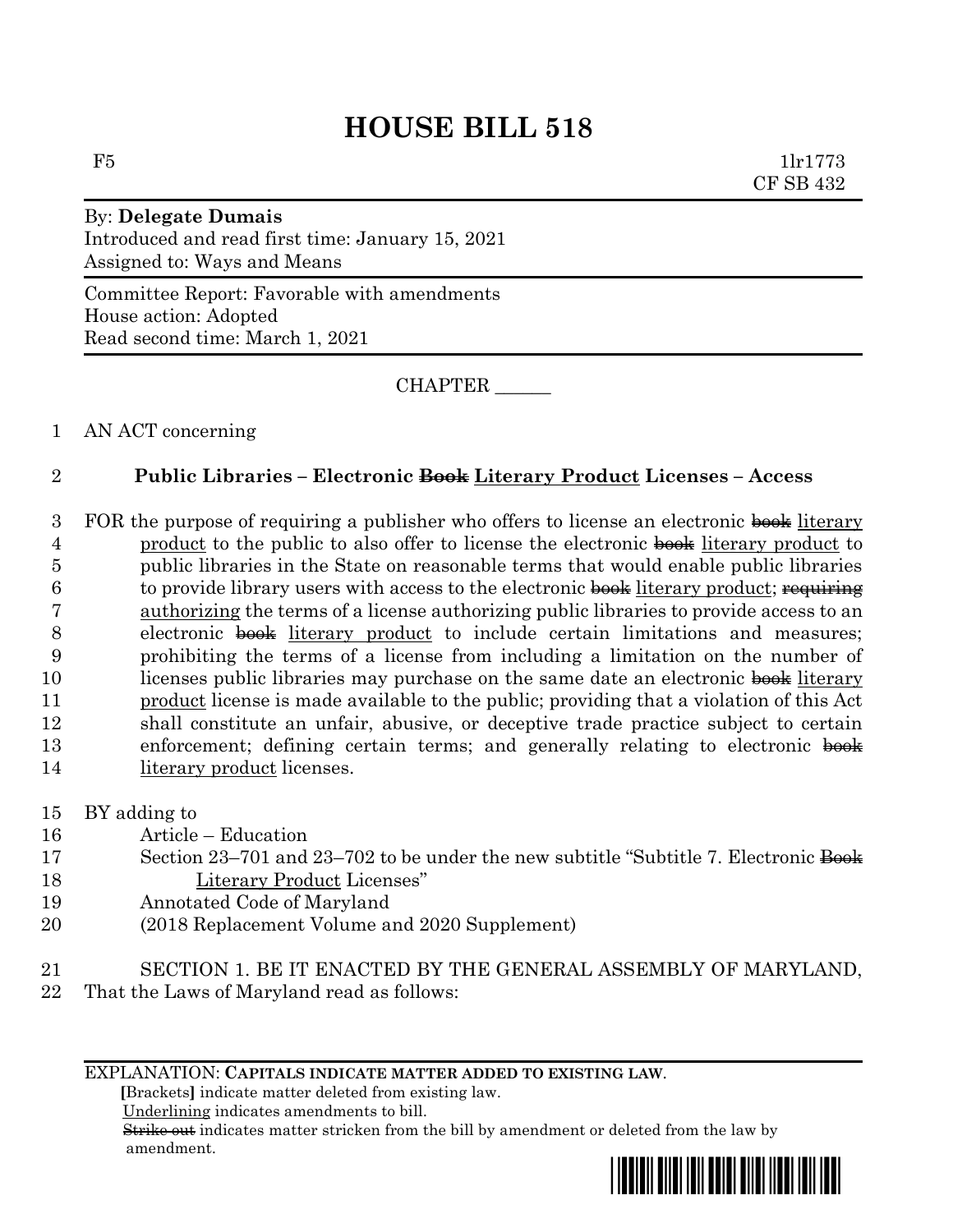# HOUSE BILL 518

F5 1lr1773
CF SB 432

By: **Delegate Dumais**
Introduced and read first time: January 15, 2021
Assigned to: Ways and Means

Committee Report: Favorable with amendments
House action: Adopted
Read second time: March 1, 2021

CHAPTER ______

1 AN ACT concerning

2 **Public Libraries – Electronic ~~Book~~ Literary Product Licenses – Access**

3 FOR the purpose of requiring a publisher who offers to license an electronic ~~book~~ literary
4 product to the public to also offer to license the electronic ~~book~~ literary product to
5 public libraries in the State on reasonable terms that would enable public libraries
6 to provide library users with access to the electronic ~~book~~ literary product; ~~requiring~~
7 authorizing the terms of a license authorizing public libraries to provide access to an
8 electronic ~~book~~ literary product to include certain limitations and measures;
9 prohibiting the terms of a license from including a limitation on the number of
10 licenses public libraries may purchase on the same date an electronic ~~book~~ literary
11 product license is made available to the public; providing that a violation of this Act
12 shall constitute an unfair, abusive, or deceptive trade practice subject to certain
13 enforcement; defining certain terms; and generally relating to electronic ~~book~~
14 literary product licenses.

15 BY adding to
16 Article – Education
17 Section 23–701 and 23–702 to be under the new subtitle "Subtitle 7. Electronic ~~Book~~
18 Literary Product Licenses"
19 Annotated Code of Maryland
20 (2018 Replacement Volume and 2020 Supplement)

21 SECTION 1. BE IT ENACTED BY THE GENERAL ASSEMBLY OF MARYLAND,
22 That the Laws of Maryland read as follows:

EXPLANATION: **CAPITALS INDICATE MATTER ADDED TO EXISTING LAW.**
[Brackets] indicate matter deleted from existing law.
Underlining indicates amendments to bill.
~~Strike out~~ indicates matter stricken from the bill by amendment or deleted from the law by amendment.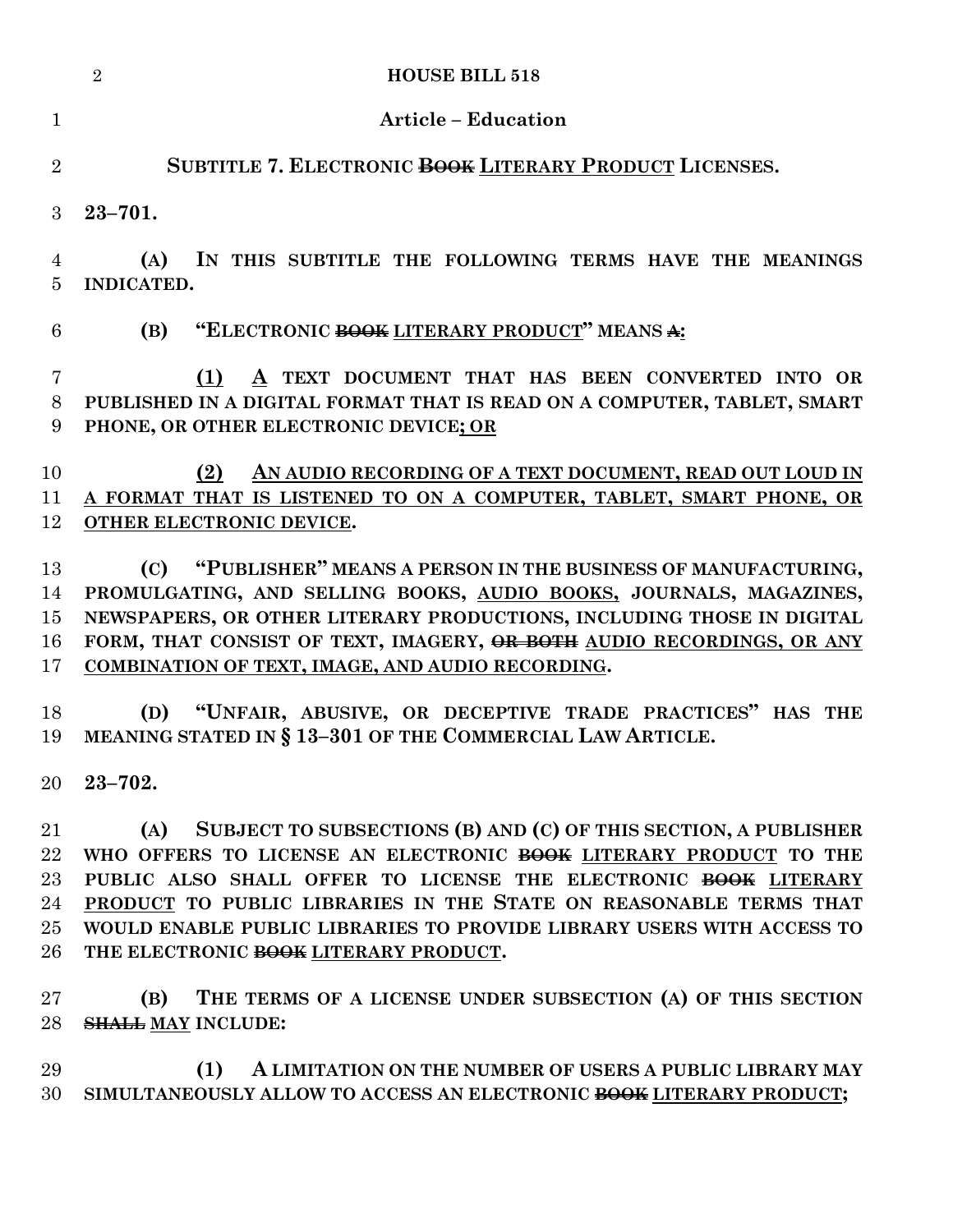**Article – Education**

**SUBTITLE 7. ELECTRONIC ~~BOOK~~ LITERARY PRODUCT LICENSES.**

**23–701.**

**(A) IN THIS SUBTITLE THE FOLLOWING TERMS HAVE THE MEANINGS INDICATED.**

**(B) "ELECTRONIC ~~BOOK~~ LITERARY PRODUCT" MEANS ~~A~~:**

**(1) A TEXT DOCUMENT THAT HAS BEEN CONVERTED INTO OR PUBLISHED IN A DIGITAL FORMAT THAT IS READ ON A COMPUTER, TABLET, SMART PHONE, OR OTHER ELECTRONIC DEVICE; OR**

**(2) AN AUDIO RECORDING OF A TEXT DOCUMENT, READ OUT LOUD IN A FORMAT THAT IS LISTENED TO ON A COMPUTER, TABLET, SMART PHONE, OR OTHER ELECTRONIC DEVICE.**

**(C) "PUBLISHER" MEANS A PERSON IN THE BUSINESS OF MANUFACTURING, PROMULGATING, AND SELLING BOOKS, AUDIO BOOKS, JOURNALS, MAGAZINES, NEWSPAPERS, OR OTHER LITERARY PRODUCTIONS, INCLUDING THOSE IN DIGITAL FORM, THAT CONSIST OF TEXT, IMAGERY, ~~OR BOTH~~ AUDIO RECORDINGS, OR ANY COMBINATION OF TEXT, IMAGE, AND AUDIO RECORDING.**

**(D) "UNFAIR, ABUSIVE, OR DECEPTIVE TRADE PRACTICES" HAS THE MEANING STATED IN § 13–301 OF THE COMMERCIAL LAW ARTICLE.**

**23–702.**

**(A) SUBJECT TO SUBSECTIONS (B) AND (C) OF THIS SECTION, A PUBLISHER WHO OFFERS TO LICENSE AN ELECTRONIC ~~BOOK~~ LITERARY PRODUCT TO THE PUBLIC ALSO SHALL OFFER TO LICENSE THE ELECTRONIC ~~BOOK~~ LITERARY PRODUCT TO PUBLIC LIBRARIES IN THE STATE ON REASONABLE TERMS THAT WOULD ENABLE PUBLIC LIBRARIES TO PROVIDE LIBRARY USERS WITH ACCESS TO THE ELECTRONIC ~~BOOK~~ LITERARY PRODUCT.**

**(B) THE TERMS OF A LICENSE UNDER SUBSECTION (A) OF THIS SECTION ~~SHALL~~ MAY INCLUDE:**

**(1) A LIMITATION ON THE NUMBER OF USERS A PUBLIC LIBRARY MAY SIMULTANEOUSLY ALLOW TO ACCESS AN ELECTRONIC ~~BOOK~~ LITERARY PRODUCT;**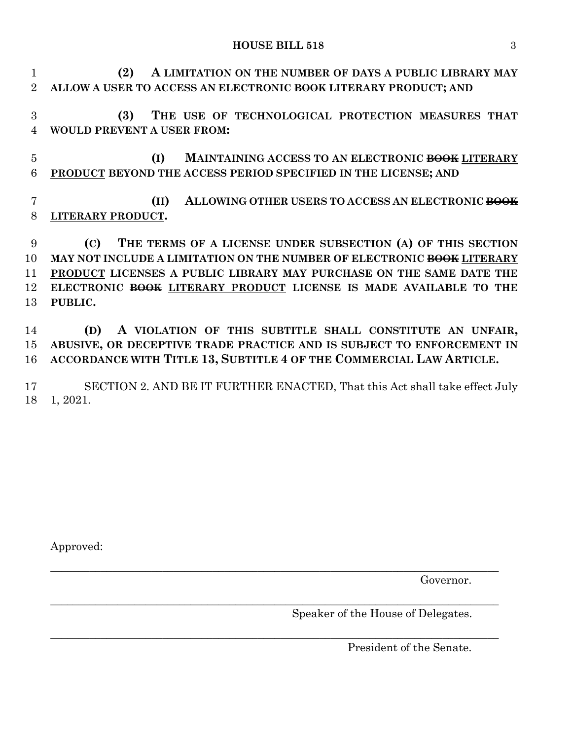**(2) A LIMITATION ON THE NUMBER OF DAYS A PUBLIC LIBRARY MAY ALLOW A USER TO ACCESS AN ELECTRONIC ~~BOOK~~ LITERARY PRODUCT; AND**

**(3) THE USE OF TECHNOLOGICAL PROTECTION MEASURES THAT WOULD PREVENT A USER FROM:**

**(I) MAINTAINING ACCESS TO AN ELECTRONIC ~~BOOK~~ LITERARY PRODUCT BEYOND THE ACCESS PERIOD SPECIFIED IN THE LICENSE; AND**

**(II) ALLOWING OTHER USERS TO ACCESS AN ELECTRONIC ~~BOOK~~ LITERARY PRODUCT.**

**(C) THE TERMS OF A LICENSE UNDER SUBSECTION (A) OF THIS SECTION MAY NOT INCLUDE A LIMITATION ON THE NUMBER OF ELECTRONIC ~~BOOK~~ LITERARY PRODUCT LICENSES A PUBLIC LIBRARY MAY PURCHASE ON THE SAME DATE THE ELECTRONIC ~~BOOK~~ LITERARY PRODUCT LICENSE IS MADE AVAILABLE TO THE PUBLIC.**

**(D) A VIOLATION OF THIS SUBTITLE SHALL CONSTITUTE AN UNFAIR, ABUSIVE, OR DECEPTIVE TRADE PRACTICE AND IS SUBJECT TO ENFORCEMENT IN ACCORDANCE WITH TITLE 13, SUBTITLE 4 OF THE COMMERCIAL LAW ARTICLE.**

SECTION 2. AND BE IT FURTHER ENACTED, That this Act shall take effect July 1, 2021.

Approved:

________________________________________________________________________________

Governor.

________________________________________________________________________________

Speaker of the House of Delegates.

________________________________________________________________________________

President of the Senate.